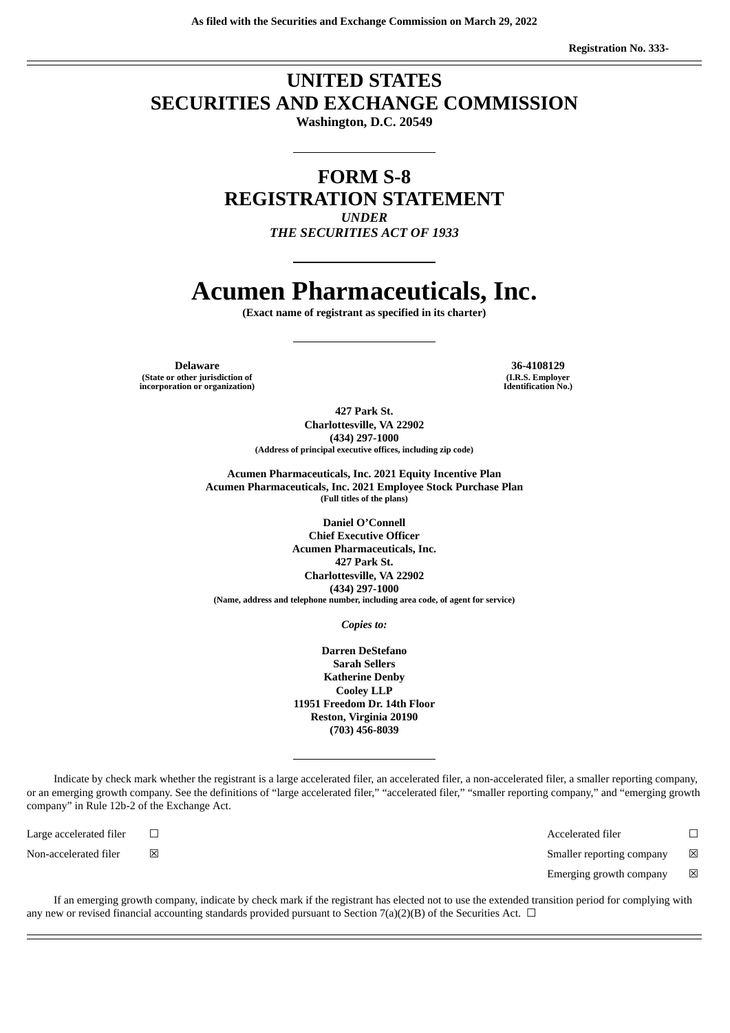As filed with the Securities and Exchange Commission on March 29, 2022

Registration No. 333-

# UNITED STATES
# SECURITIES AND EXCHANGE COMMISSION

**Washington, D.C. 20549**

# FORM S-8
# REGISTRATION STATEMENT

*UNDER*
*THE SECURITIES ACT OF 1933*

# Acumen Pharmaceuticals, Inc.

**(Exact name of registrant as specified in its charter)**

| **Delaware** | **36-4108129** |
|---|---|
| (State or other jurisdiction of incorporation or organization) | (I.R.S. Employer Identification No.) |

**427 Park St.**
**Charlottesville, VA 22902**
**(434) 297-1000**
**(Address of principal executive offices, including zip code)**

**Acumen Pharmaceuticals, Inc. 2021 Equity Incentive Plan**
**Acumen Pharmaceuticals, Inc. 2021 Employee Stock Purchase Plan**
**(Full titles of the plans)**

**Daniel O'Connell**
**Chief Executive Officer**
**Acumen Pharmaceuticals, Inc.**
**427 Park St.**
**Charlottesville, VA 22902**
**(434) 297-1000**
**(Name, address and telephone number, including area code, of agent for service)**

*Copies to:*

**Darren DeStefano**
**Sarah Sellers**
**Katherine Denby**
**Cooley LLP**
**11951 Freedom Dr. 14th Floor**
**Reston, Virginia 20190**
**(703) 456-8039**

Indicate by check mark whether the registrant is a large accelerated filer, an accelerated filer, a non-accelerated filer, a smaller reporting company, or an emerging growth company. See the definitions of "large accelerated filer," "accelerated filer," "smaller reporting company," and "emerging growth company" in Rule 12b-2 of the Exchange Act.

| | | | |
|---|---|---|---|
| Large accelerated filer | ☐ | Accelerated filer | ☐ |
| Non-accelerated filer | ☒ | Smaller reporting company | ☒ |
| | | Emerging growth company | ☒ |

If an emerging growth company, indicate by check mark if the registrant has elected not to use the extended transition period for complying with any new or revised financial accounting standards provided pursuant to Section 7(a)(2)(B) of the Securities Act. ☐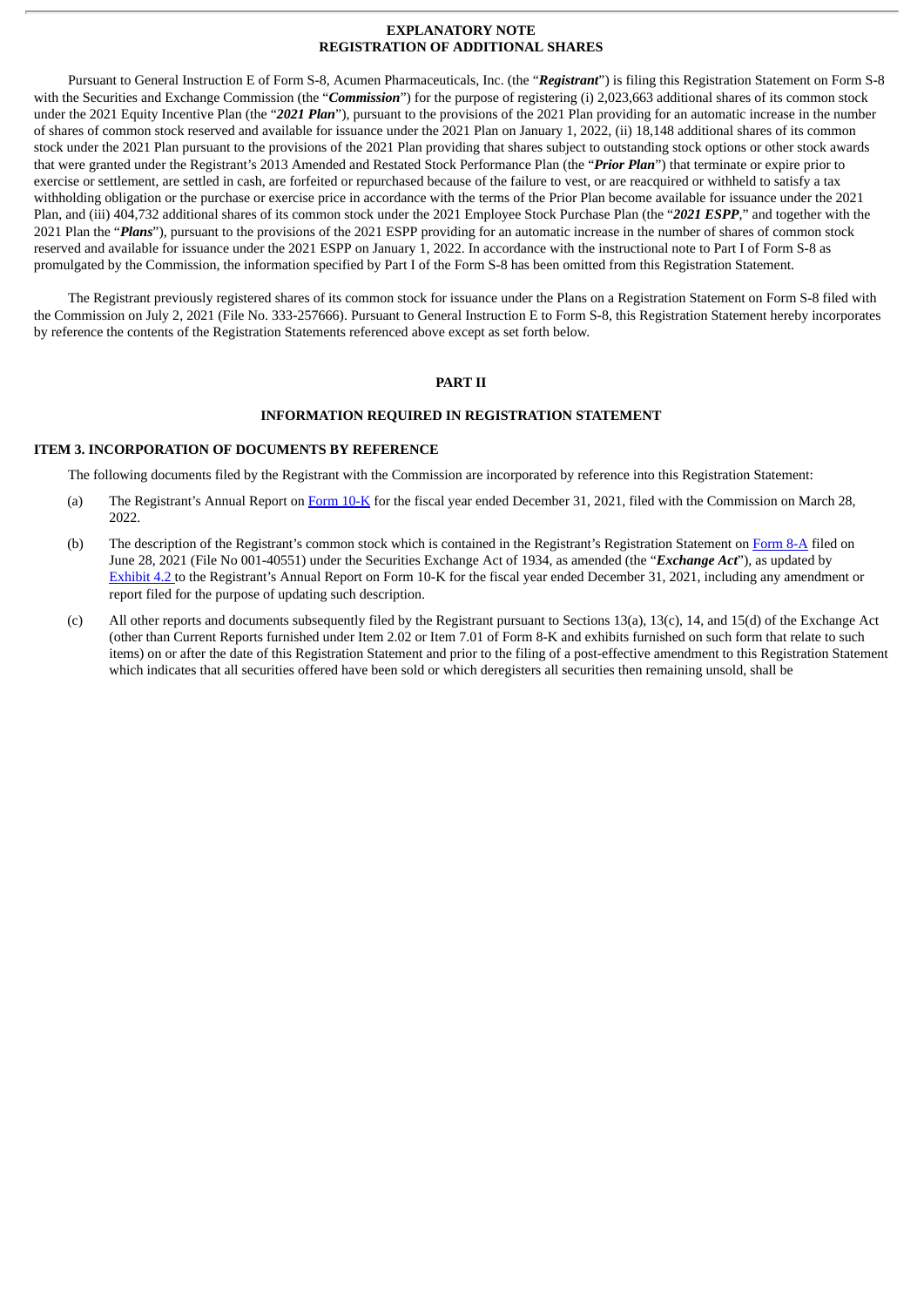# EXPLANATORY NOTE
# REGISTRATION OF ADDITIONAL SHARES

Pursuant to General Instruction E of Form S-8, Acumen Pharmaceuticals, Inc. (the "***Registrant***") is filing this Registration Statement on Form S-8 with the Securities and Exchange Commission (the "***Commission***") for the purpose of registering (i) 2,023,663 additional shares of its common stock under the 2021 Equity Incentive Plan (the "***2021 Plan***"), pursuant to the provisions of the 2021 Plan providing for an automatic increase in the number of shares of common stock reserved and available for issuance under the 2021 Plan on January 1, 2022, (ii) 18,148 additional shares of its common stock under the 2021 Plan pursuant to the provisions of the 2021 Plan providing that shares subject to outstanding stock options or other stock awards that were granted under the Registrant's 2013 Amended and Restated Stock Performance Plan (the "***Prior Plan***") that terminate or expire prior to exercise or settlement, are settled in cash, are forfeited or repurchased because of the failure to vest, or are reacquired or withheld to satisfy a tax withholding obligation or the purchase or exercise price in accordance with the terms of the Prior Plan become available for issuance under the 2021 Plan, and (iii) 404,732 additional shares of its common stock under the 2021 Employee Stock Purchase Plan (the "***2021 ESPP***," and together with the 2021 Plan the "***Plans***"), pursuant to the provisions of the 2021 ESPP providing for an automatic increase in the number of shares of common stock reserved and available for issuance under the 2021 ESPP on January 1, 2022. In accordance with the instructional note to Part I of Form S-8 as promulgated by the Commission, the information specified by Part I of the Form S-8 has been omitted from this Registration Statement.

The Registrant previously registered shares of its common stock for issuance under the Plans on a Registration Statement on Form S-8 filed with the Commission on July 2, 2021 (File No. 333-257666). Pursuant to General Instruction E to Form S-8, this Registration Statement hereby incorporates by reference the contents of the Registration Statements referenced above except as set forth below.

## PART II

## INFORMATION REQUIRED IN REGISTRATION STATEMENT

### ITEM 3. INCORPORATION OF DOCUMENTS BY REFERENCE

The following documents filed by the Registrant with the Commission are incorporated by reference into this Registration Statement:

(a) The Registrant's Annual Report on Form 10-K for the fiscal year ended December 31, 2021, filed with the Commission on March 28, 2022.

(b) The description of the Registrant's common stock which is contained in the Registrant's Registration Statement on Form 8-A filed on June 28, 2021 (File No 001-40551) under the Securities Exchange Act of 1934, as amended (the "***Exchange Act***"), as updated by Exhibit 4.2 to the Registrant's Annual Report on Form 10-K for the fiscal year ended December 31, 2021, including any amendment or report filed for the purpose of updating such description.

(c) All other reports and documents subsequently filed by the Registrant pursuant to Sections 13(a), 13(c), 14, and 15(d) of the Exchange Act (other than Current Reports furnished under Item 2.02 or Item 7.01 of Form 8-K and exhibits furnished on such form that relate to such items) on or after the date of this Registration Statement and prior to the filing of a post-effective amendment to this Registration Statement which indicates that all securities offered have been sold or which deregisters all securities then remaining unsold, shall be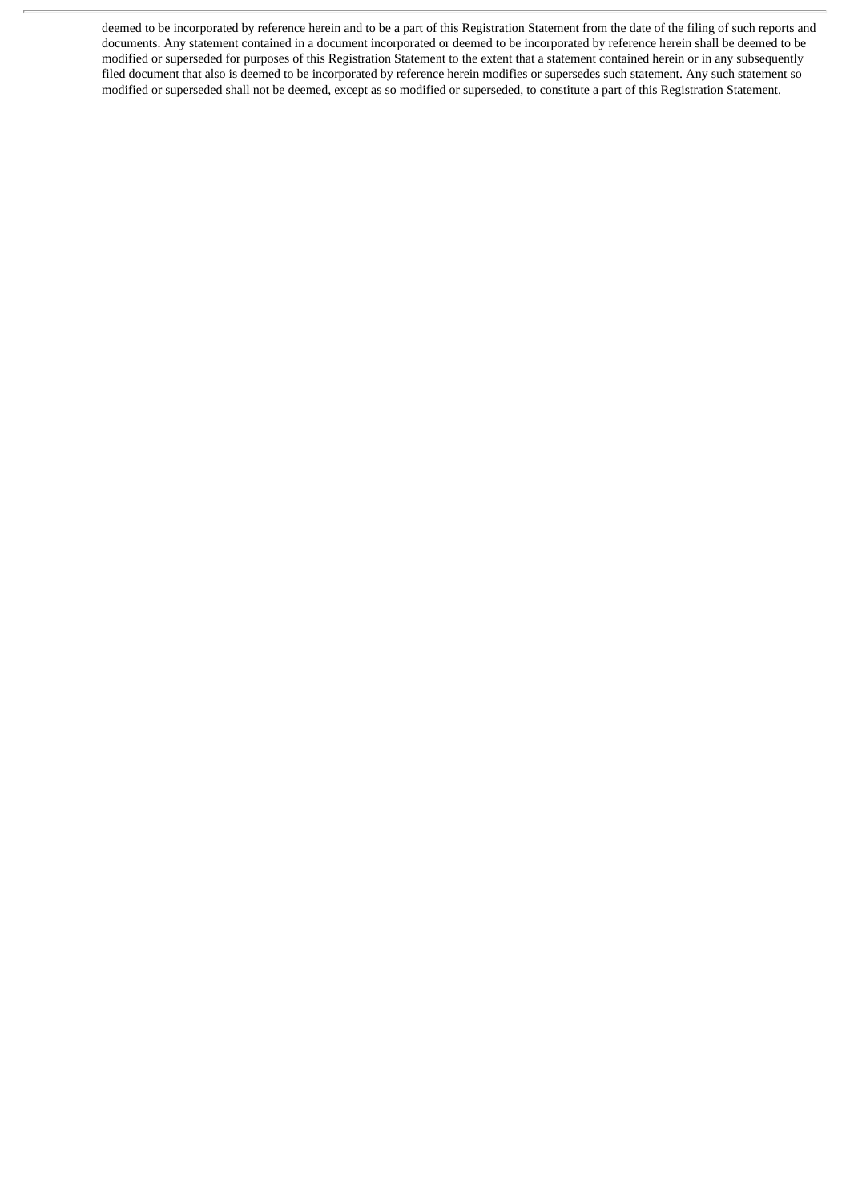deemed to be incorporated by reference herein and to be a part of this Registration Statement from the date of the filing of such reports and documents. Any statement contained in a document incorporated or deemed to be incorporated by reference herein shall be deemed to be modified or superseded for purposes of this Registration Statement to the extent that a statement contained herein or in any subsequently filed document that also is deemed to be incorporated by reference herein modifies or supersedes such statement. Any such statement so modified or superseded shall not be deemed, except as so modified or superseded, to constitute a part of this Registration Statement.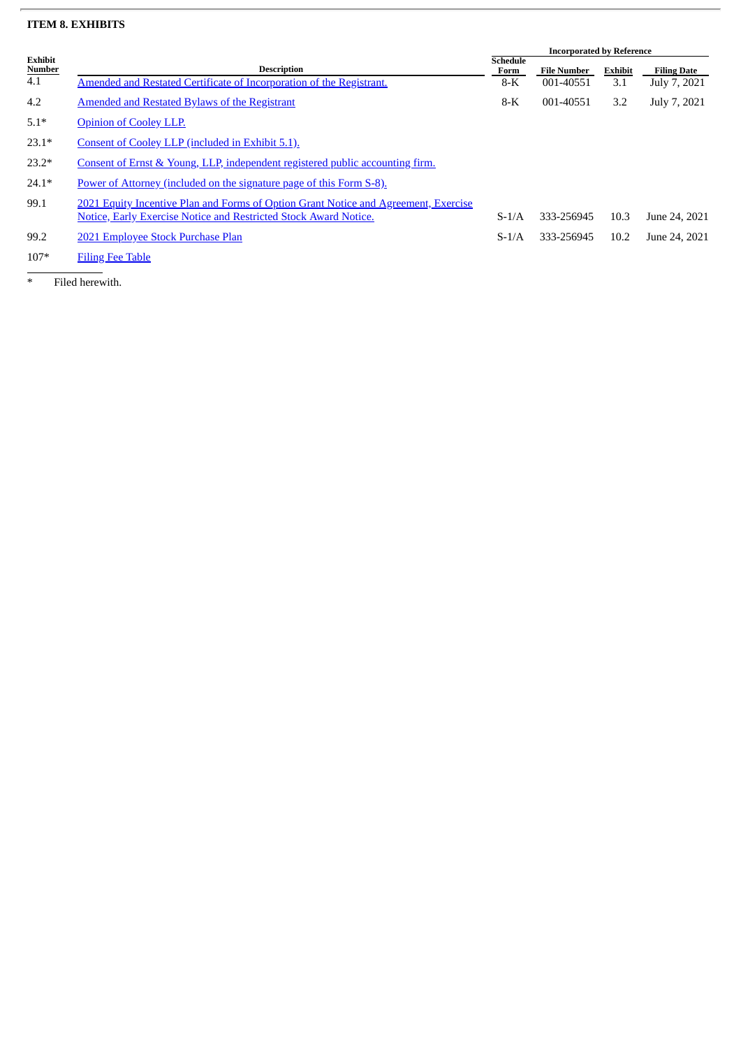**ITEM 8. EXHIBITS**

| Exhibit Number | Description | Incorporated by Reference | | | |
|---|---|---|---|---|---|
| | | Schedule Form | File Number | Exhibit | Filing Date |
| 4.1 | Amended and Restated Certificate of Incorporation of the Registrant. | 8-K | 001-40551 | 3.1 | July 7, 2021 |
| 4.2 | Amended and Restated Bylaws of the Registrant | 8-K | 001-40551 | 3.2 | July 7, 2021 |
| 5.1* | Opinion of Cooley LLP. | | | | |
| 23.1* | Consent of Cooley LLP (included in Exhibit 5.1). | | | | |
| 23.2* | Consent of Ernst & Young, LLP, independent registered public accounting firm. | | | | |
| 24.1* | Power of Attorney (included on the signature page of this Form S-8). | | | | |
| 99.1 | 2021 Equity Incentive Plan and Forms of Option Grant Notice and Agreement, Exercise Notice, Early Exercise Notice and Restricted Stock Award Notice. | S-1/A | 333-256945 | 10.3 | June 24, 2021 |
| 99.2 | 2021 Employee Stock Purchase Plan | S-1/A | 333-256945 | 10.2 | June 24, 2021 |
| 107* | Filing Fee Table | | | | |

\* Filed herewith.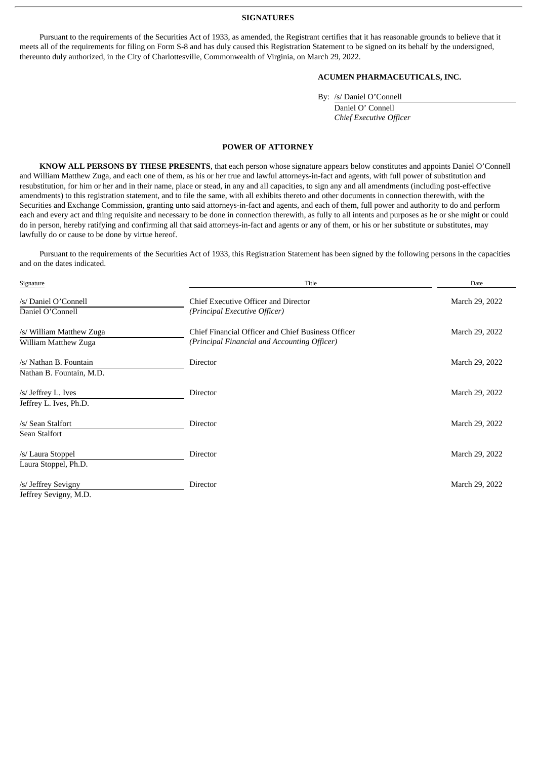## SIGNATURES

Pursuant to the requirements of the Securities Act of 1933, as amended, the Registrant certifies that it has reasonable grounds to believe that it meets all of the requirements for filing on Form S-8 and has duly caused this Registration Statement to be signed on its behalf by the undersigned, thereunto duly authorized, in the City of Charlottesville, Commonwealth of Virginia, on March 29, 2022.

**ACUMEN PHARMACEUTICALS, INC.**

By: /s/ Daniel O'Connell
Daniel O' Connell
*Chief Executive Officer*

## POWER OF ATTORNEY

**KNOW ALL PERSONS BY THESE PRESENTS**, that each person whose signature appears below constitutes and appoints Daniel O'Connell and William Matthew Zuga, and each one of them, as his or her true and lawful attorneys-in-fact and agents, with full power of substitution and resubstitution, for him or her and in their name, place or stead, in any and all capacities, to sign any and all amendments (including post-effective amendments) to this registration statement, and to file the same, with all exhibits thereto and other documents in connection therewith, with the Securities and Exchange Commission, granting unto said attorneys-in-fact and agents, and each of them, full power and authority to do and perform each and every act and thing requisite and necessary to be done in connection therewith, as fully to all intents and purposes as he or she might or could do in person, hereby ratifying and confirming all that said attorneys-in-fact and agents or any of them, or his or her substitute or substitutes, may lawfully do or cause to be done by virtue hereof.

Pursuant to the requirements of the Securities Act of 1933, this Registration Statement has been signed by the following persons in the capacities and on the dates indicated.

| Signature | Title | Date |
|---|---|---|
| /s/ Daniel O'Connell<br>Daniel O'Connell | Chief Executive Officer and Director<br>*(Principal Executive Officer)* | March 29, 2022 |
| /s/ William Matthew Zuga<br>William Matthew Zuga | Chief Financial Officer and Chief Business Officer<br>*(Principal Financial and Accounting Officer)* | March 29, 2022 |
| /s/ Nathan B. Fountain<br>Nathan B. Fountain, M.D. | Director | March 29, 2022 |
| /s/ Jeffrey L. Ives<br>Jeffrey L. Ives, Ph.D. | Director | March 29, 2022 |
| /s/ Sean Stalfort<br>Sean Stalfort | Director | March 29, 2022 |
| /s/ Laura Stoppel<br>Laura Stoppel, Ph.D. | Director | March 29, 2022 |
| /s/ Jeffrey Sevigny<br>Jeffrey Sevigny, M.D. | Director | March 29, 2022 |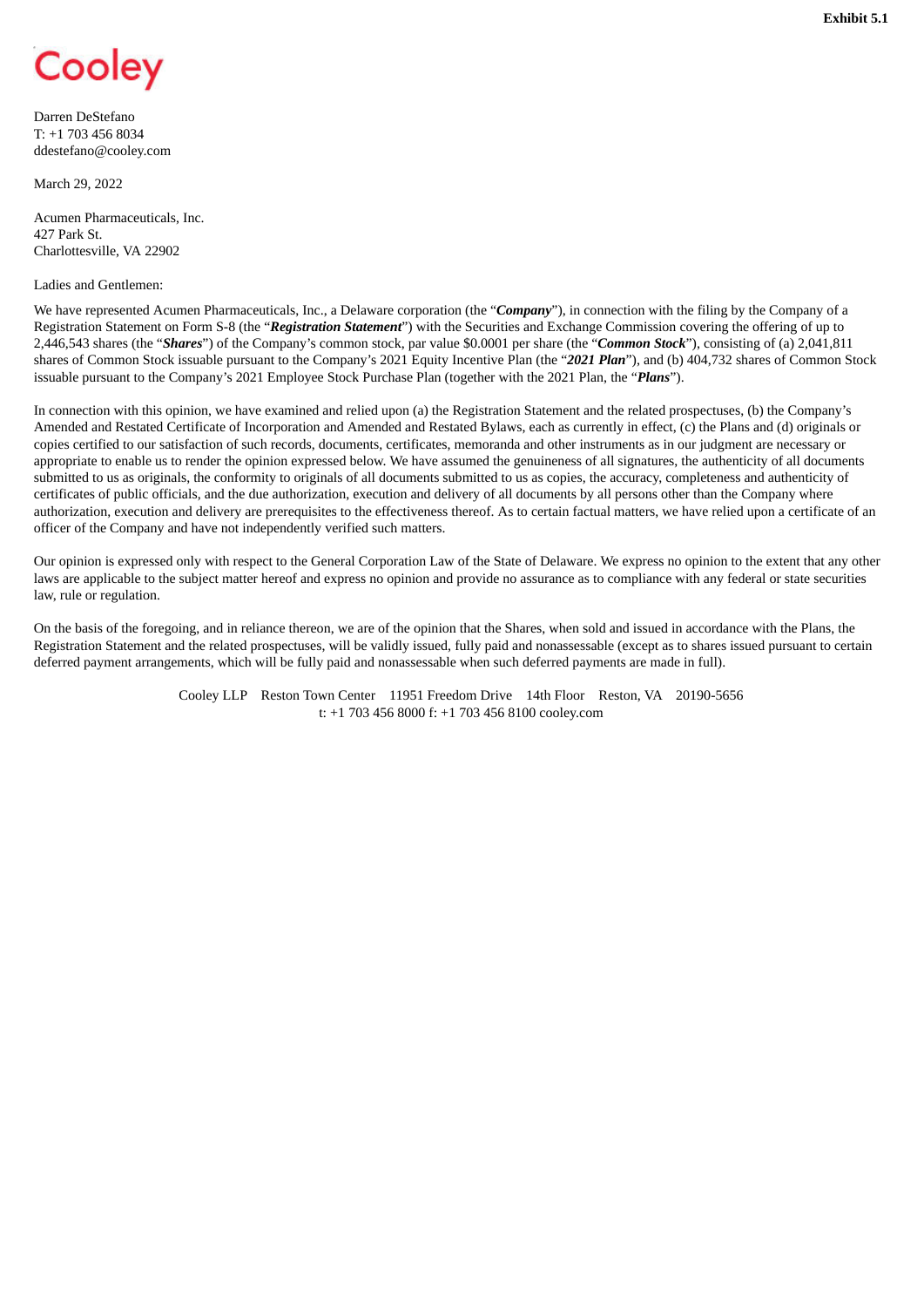**Exhibit 5.1**

Cooley

Darren DeStefano
T: +1 703 456 8034
ddestefano@cooley.com

March 29, 2022

Acumen Pharmaceuticals, Inc.
427 Park St.
Charlottesville, VA 22902

Ladies and Gentlemen:

We have represented Acumen Pharmaceuticals, Inc., a Delaware corporation (the "***Company***"), in connection with the filing by the Company of a Registration Statement on Form S-8 (the "***Registration Statement***") with the Securities and Exchange Commission covering the offering of up to 2,446,543 shares (the "***Shares***") of the Company's common stock, par value $0.0001 per share (the "***Common Stock***"), consisting of (a) 2,041,811 shares of Common Stock issuable pursuant to the Company's 2021 Equity Incentive Plan (the "***2021 Plan***"), and (b) 404,732 shares of Common Stock issuable pursuant to the Company's 2021 Employee Stock Purchase Plan (together with the 2021 Plan, the "***Plans***").

In connection with this opinion, we have examined and relied upon (a) the Registration Statement and the related prospectuses, (b) the Company's Amended and Restated Certificate of Incorporation and Amended and Restated Bylaws, each as currently in effect, (c) the Plans and (d) originals or copies certified to our satisfaction of such records, documents, certificates, memoranda and other instruments as in our judgment are necessary or appropriate to enable us to render the opinion expressed below. We have assumed the genuineness of all signatures, the authenticity of all documents submitted to us as originals, the conformity to originals of all documents submitted to us as copies, the accuracy, completeness and authenticity of certificates of public officials, and the due authorization, execution and delivery of all documents by all persons other than the Company where authorization, execution and delivery are prerequisites to the effectiveness thereof. As to certain factual matters, we have relied upon a certificate of an officer of the Company and have not independently verified such matters.

Our opinion is expressed only with respect to the General Corporation Law of the State of Delaware. We express no opinion to the extent that any other laws are applicable to the subject matter hereof and express no opinion and provide no assurance as to compliance with any federal or state securities law, rule or regulation.

On the basis of the foregoing, and in reliance thereon, we are of the opinion that the Shares, when sold and issued in accordance with the Plans, the Registration Statement and the related prospectuses, will be validly issued, fully paid and nonassessable (except as to shares issued pursuant to certain deferred payment arrangements, which will be fully paid and nonassessable when such deferred payments are made in full).

Cooley LLP Reston Town Center 11951 Freedom Drive 14th Floor Reston, VA 20190-5656
t: +1 703 456 8000 f: +1 703 456 8100 cooley.com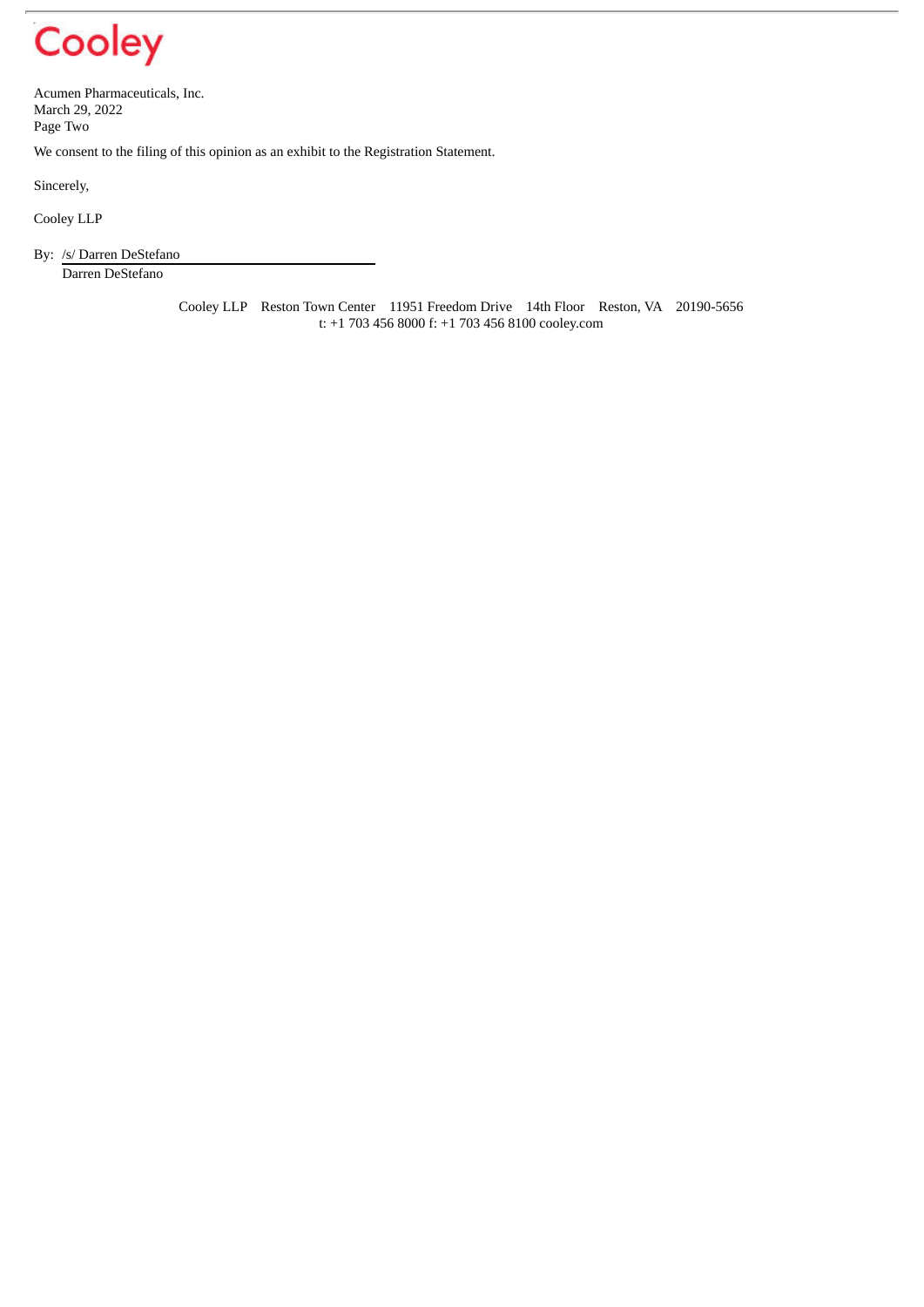We consent to the filing of this opinion as an exhibit to the Registration Statement.

Sincerely,

Cooley LLP

By: /s/ Darren DeStefano
Darren DeStefano

Cooley LLP Reston Town Center 11951 Freedom Drive 14th Floor Reston, VA 20190-5656
t: +1 703 456 8000 f: +1 703 456 8100 cooley.com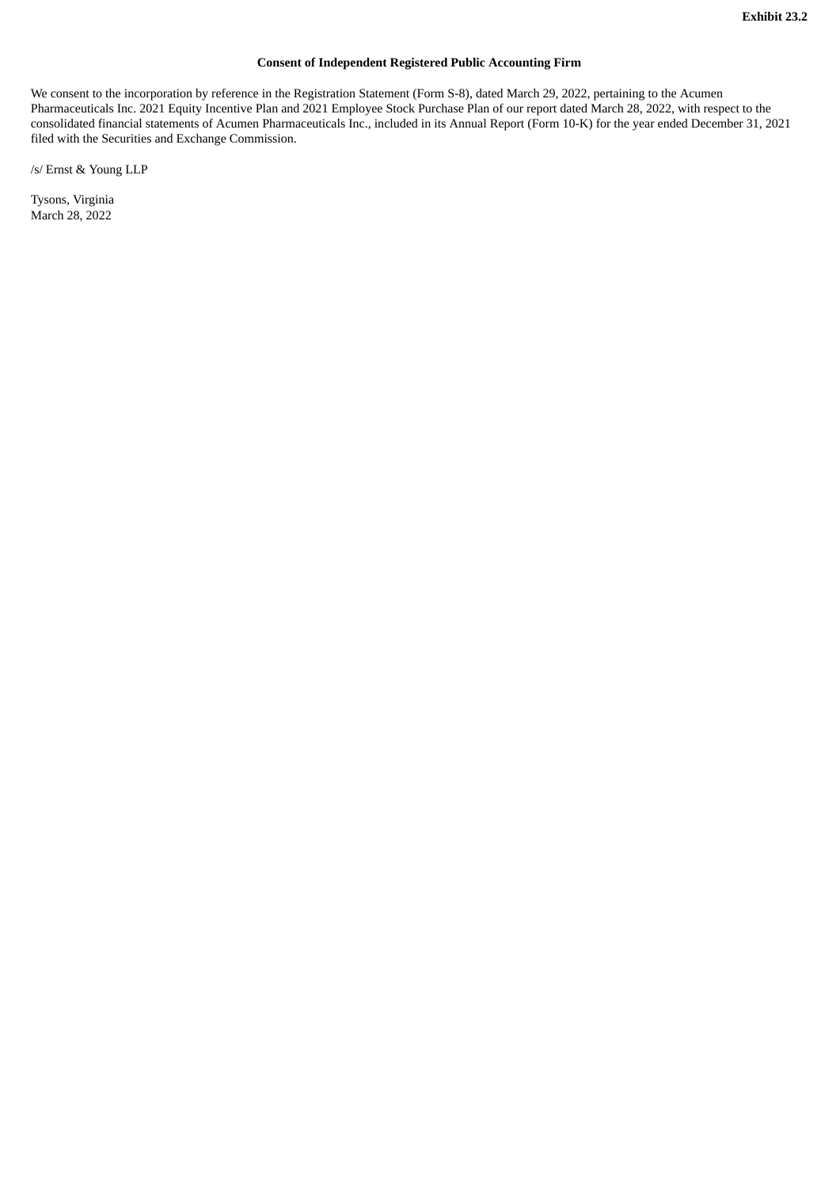**Exhibit 23.2**

**Consent of Independent Registered Public Accounting Firm**

We consent to the incorporation by reference in the Registration Statement (Form S-8), dated March 29, 2022, pertaining to the Acumen Pharmaceuticals Inc. 2021 Equity Incentive Plan and 2021 Employee Stock Purchase Plan of our report dated March 28, 2022, with respect to the consolidated financial statements of Acumen Pharmaceuticals Inc., included in its Annual Report (Form 10-K) for the year ended December 31, 2021 filed with the Securities and Exchange Commission.

/s/ Ernst & Young LLP

Tysons, Virginia
March 28, 2022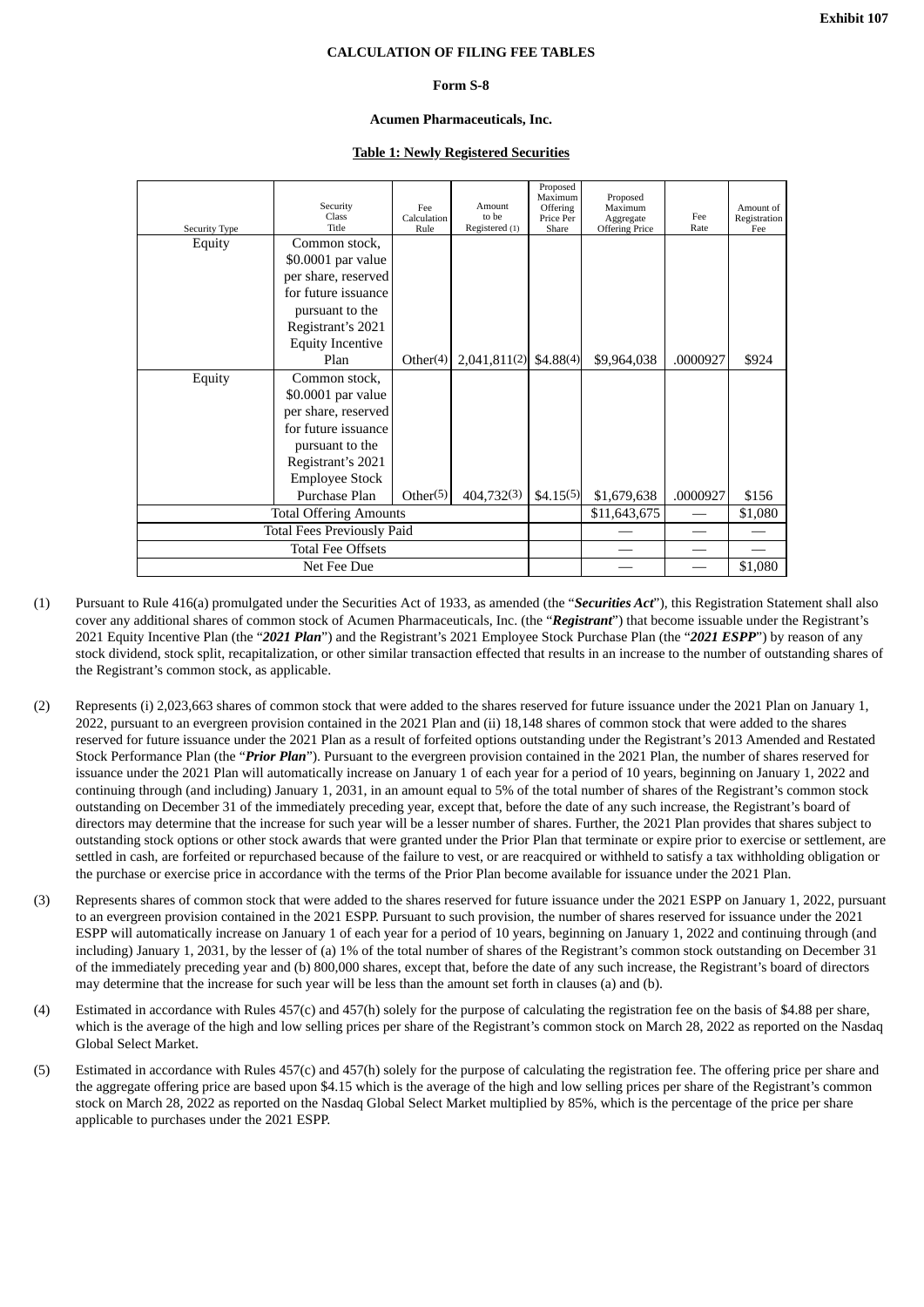**Exhibit 107**

**CALCULATION OF FILING FEE TABLES**

**Form S-8**

**Acumen Pharmaceuticals, Inc.**

**Table 1: Newly Registered Securities**

| Security Type | Security Class Title | Fee Calculation Rule | Amount to be Registered (1) | Proposed Maximum Offering Price Per Share | Proposed Maximum Aggregate Offering Price | Fee Rate | Amount of Registration Fee |
|---|---|---|---|---|---|---|---|
| Equity | Common stock, $0.0001 par value per share, reserved for future issuance pursuant to the Registrant's 2021 Equity Incentive Plan | Other(4) | 2,041,811(2) | $4.88(4) | $9,964,038 | .0000927 | $924 |
| Equity | Common stock, $0.0001 par value per share, reserved for future issuance pursuant to the Registrant's 2021 Employee Stock Purchase Plan | Other(5) | 404,732(3) | $4.15(5) | $1,679,638 | .0000927 | $156 |
| Total Offering Amounts | | | | | $11,643,675 | — | $1,080 |
| Total Fees Previously Paid | | | | | — | — | — |
| Total Fee Offsets | | | | | — | — | — |
| Net Fee Due | | | | | — | — | $1,080 |

(1) Pursuant to Rule 416(a) promulgated under the Securities Act of 1933, as amended (the "***Securities Act***"), this Registration Statement shall also cover any additional shares of common stock of Acumen Pharmaceuticals, Inc. (the "***Registrant***") that become issuable under the Registrant's 2021 Equity Incentive Plan (the "***2021 Plan***") and the Registrant's 2021 Employee Stock Purchase Plan (the "***2021 ESPP***") by reason of any stock dividend, stock split, recapitalization, or other similar transaction effected that results in an increase to the number of outstanding shares of the Registrant's common stock, as applicable.

(2) Represents (i) 2,023,663 shares of common stock that were added to the shares reserved for future issuance under the 2021 Plan on January 1, 2022, pursuant to an evergreen provision contained in the 2021 Plan and (ii) 18,148 shares of common stock that were added to the shares reserved for future issuance under the 2021 Plan as a result of forfeited options outstanding under the Registrant's 2013 Amended and Restated Stock Performance Plan (the "***Prior Plan***"). Pursuant to the evergreen provision contained in the 2021 Plan, the number of shares reserved for issuance under the 2021 Plan will automatically increase on January 1 of each year for a period of 10 years, beginning on January 1, 2022 and continuing through (and including) January 1, 2031, in an amount equal to 5% of the total number of shares of the Registrant's common stock outstanding on December 31 of the immediately preceding year, except that, before the date of any such increase, the Registrant's board of directors may determine that the increase for such year will be a lesser number of shares. Further, the 2021 Plan provides that shares subject to outstanding stock options or other stock awards that were granted under the Prior Plan that terminate or expire prior to exercise or settlement, are settled in cash, are forfeited or repurchased because of the failure to vest, or are reacquired or withheld to satisfy a tax withholding obligation or the purchase or exercise price in accordance with the terms of the Prior Plan become available for issuance under the 2021 Plan.

(3) Represents shares of common stock that were added to the shares reserved for future issuance under the 2021 ESPP on January 1, 2022, pursuant to an evergreen provision contained in the 2021 ESPP. Pursuant to such provision, the number of shares reserved for issuance under the 2021 ESPP will automatically increase on January 1 of each year for a period of 10 years, beginning on January 1, 2022 and continuing through (and including) January 1, 2031, by the lesser of (a) 1% of the total number of shares of the Registrant's common stock outstanding on December 31 of the immediately preceding year and (b) 800,000 shares, except that, before the date of any such increase, the Registrant's board of directors may determine that the increase for such year will be less than the amount set forth in clauses (a) and (b).

(4) Estimated in accordance with Rules 457(c) and 457(h) solely for the purpose of calculating the registration fee on the basis of $4.88 per share, which is the average of the high and low selling prices per share of the Registrant's common stock on March 28, 2022 as reported on the Nasdaq Global Select Market.

(5) Estimated in accordance with Rules 457(c) and 457(h) solely for the purpose of calculating the registration fee. The offering price per share and the aggregate offering price are based upon $4.15 which is the average of the high and low selling prices per share of the Registrant's common stock on March 28, 2022 as reported on the Nasdaq Global Select Market multiplied by 85%, which is the percentage of the price per share applicable to purchases under the 2021 ESPP.